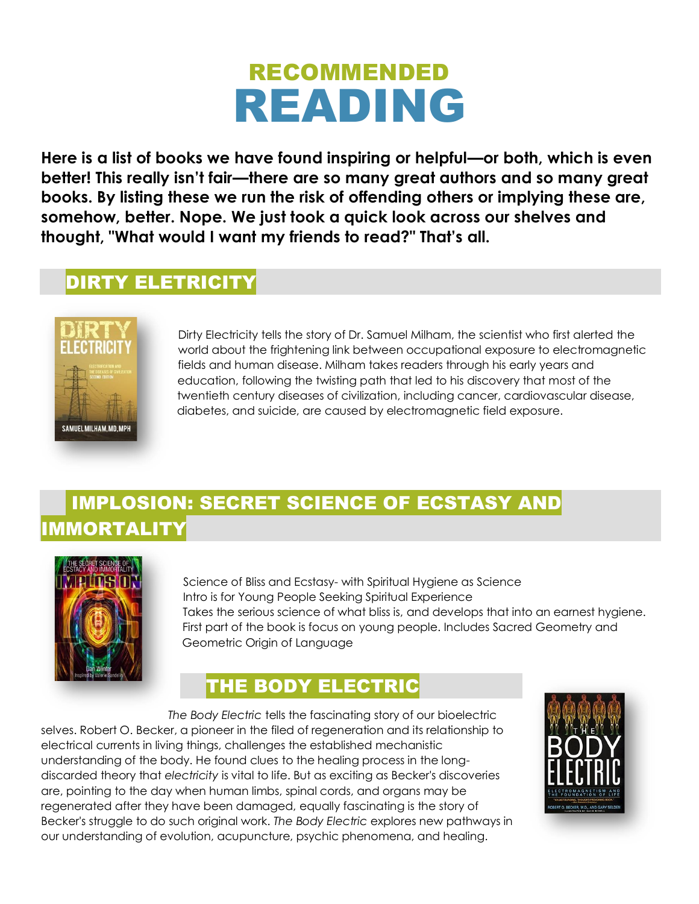# RECOMMENDED READING

**Here is a list of books we have found inspiring or helpful—or both, which is even better! This really isn't fair—there are so many great authors and so many great books. By listing these we run the risk of offending others or implying these are, somehow, better. Nope. We just took a quick look across our shelves and thought, "What would I want my friends to read?" That's all.**

## DIRTY ELETRICITY

Dirty Electricity tells the story of Dr. Samuel Milham, the scientist who first alerted the world about the frightening link between occupational exposure to electromagnetic fields and human disease. Milham takes readers through his early years and education, following the twisting path that led to his discovery that most of the twentieth century diseases of civilization, including cancer, cardiovascular disease, diabetes, and suicide, are caused by electromagnetic field exposure.

## IMPLOSION: SECRET SCIENCE OF ECSTASY AND IMMORTALITY

Science of Bliss and Ecstasy- with Spiritual Hygiene as Science
Intro is for Young People Seeking Spiritual Experience
Takes the serious science of what bliss is, and develops that into an earnest hygiene. First part of the book is focus on young people. Includes Sacred Geometry and Geometric Origin of Language

## THE BODY ELECTRIC

*The Body Electric* tells the fascinating story of our bioelectric selves. Robert O. Becker, a pioneer in the filed of regeneration and its relationship to electrical currents in living things, challenges the established mechanistic understanding of the body. He found clues to the healing process in the long-discarded theory that *electricity* is vital to life. But as exciting as Becker's discoveries are, pointing to the day when human limbs, spinal cords, and organs may be regenerated after they have been damaged, equally fascinating is the story of Becker's struggle to do such original work. *The Body Electric* explores new pathways in our understanding of evolution, acupuncture, psychic phenomena, and healing.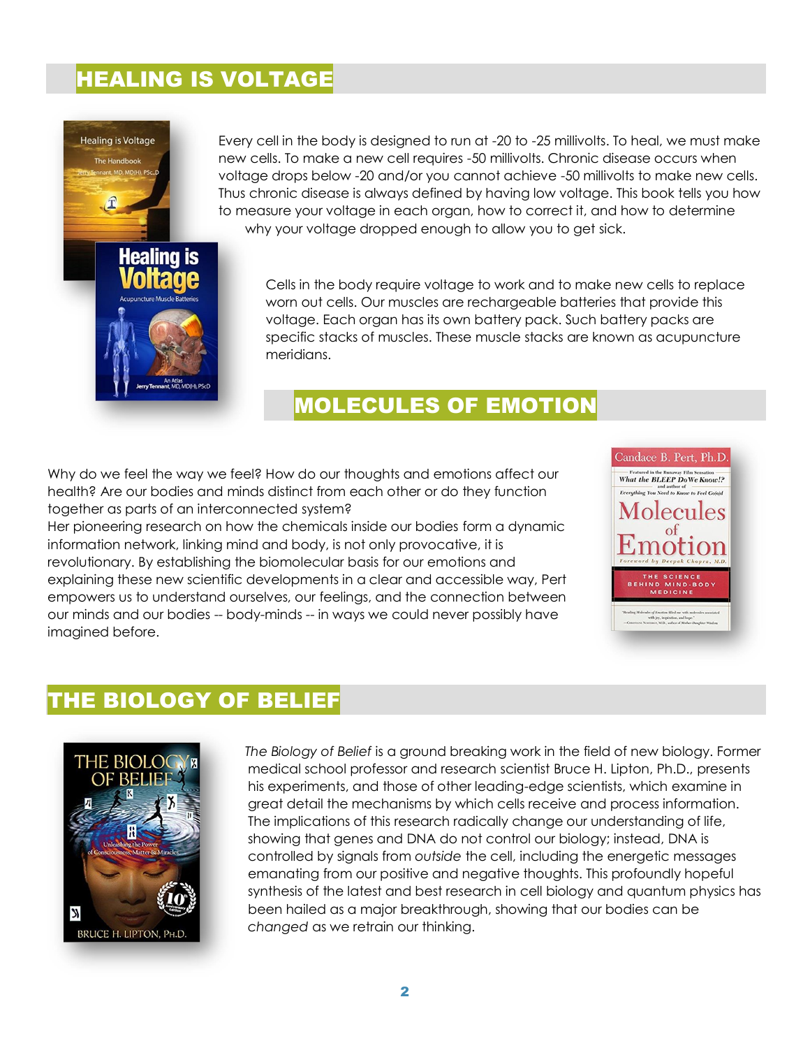## HEALING IS VOLTAGE

Every cell in the body is designed to run at -20 to -25 millivolts. To heal, we must make new cells. To make a new cell requires -50 millivolts. Chronic disease occurs when voltage drops below -20 and/or you cannot achieve -50 millivolts to make new cells. Thus chronic disease is always defined by having low voltage. This book tells you how to measure your voltage in each organ, how to correct it, and how to determine why your voltage dropped enough to allow you to get sick.

Cells in the body require voltage to work and to make new cells to replace worn out cells. Our muscles are rechargeable batteries that provide this voltage. Each organ has its own battery pack. Such battery packs are specific stacks of muscles. These muscle stacks are known as acupuncture meridians.

## MOLECULES OF EMOTION

Why do we feel the way we feel? How do our thoughts and emotions affect our health? Are our bodies and minds distinct from each other or do they function together as parts of an interconnected system?
Her pioneering research on how the chemicals inside our bodies form a dynamic information network, linking mind and body, is not only provocative, it is revolutionary. By establishing the biomolecular basis for our emotions and explaining these new scientific developments in a clear and accessible way, Pert empowers us to understand ourselves, our feelings, and the connection between our minds and our bodies -- body-minds -- in ways we could never possibly have imagined before.

## THE BIOLOGY OF BELIEF

*The Biology of Belief* is a ground breaking work in the field of new biology. Former medical school professor and research scientist Bruce H. Lipton, Ph.D., presents his experiments, and those of other leading-edge scientists, which examine in great detail the mechanisms by which cells receive and process information. The implications of this research radically change our understanding of life, showing that genes and DNA do not control our biology; instead, DNA is controlled by signals from *outside* the cell, including the energetic messages emanating from our positive and negative thoughts. This profoundly hopeful synthesis of the latest and best research in cell biology and quantum physics has been hailed as a major breakthrough, showing that our bodies can be *changed* as we retrain our thinking.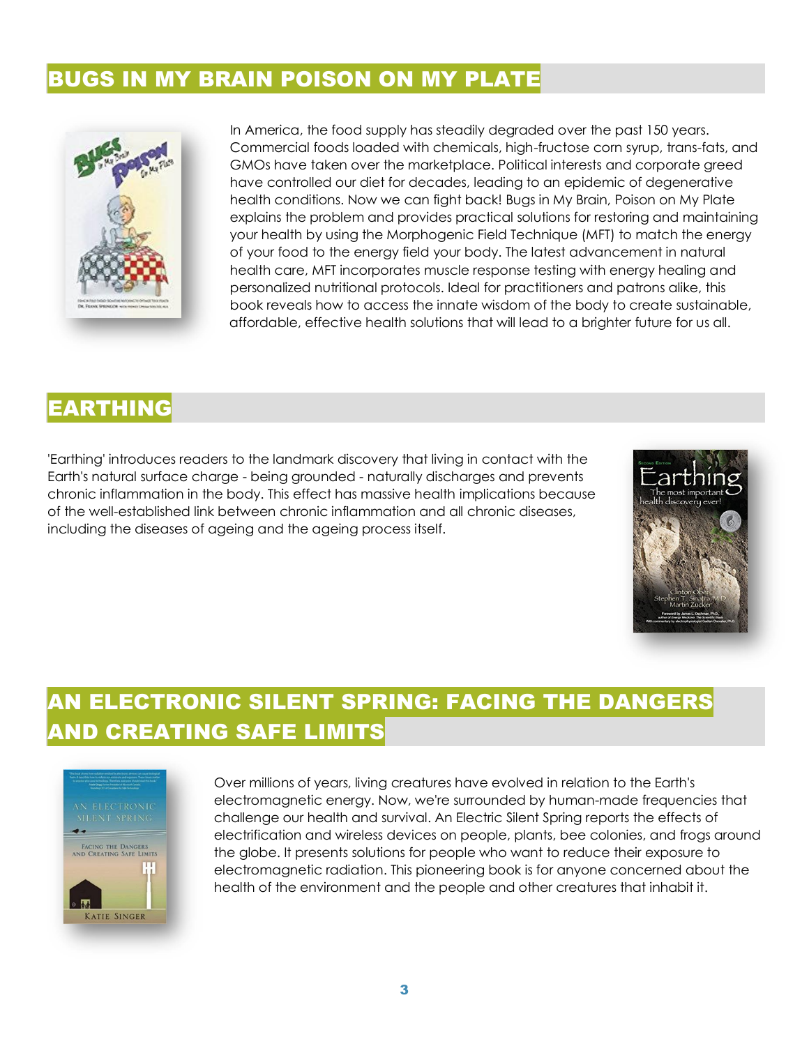## BUGS IN MY BRAIN POISON ON MY PLATE

In America, the food supply has steadily degraded over the past 150 years. Commercial foods loaded with chemicals, high-fructose corn syrup, trans-fats, and GMOs have taken over the marketplace. Political interests and corporate greed have controlled our diet for decades, leading to an epidemic of degenerative health conditions. Now we can fight back! Bugs in My Brain, Poison on My Plate explains the problem and provides practical solutions for restoring and maintaining your health by using the Morphogenic Field Technique (MFT) to match the energy of your food to the energy field your body. The latest advancement in natural health care, MFT incorporates muscle response testing with energy healing and personalized nutritional protocols. Ideal for practitioners and patrons alike, this book reveals how to access the innate wisdom of the body to create sustainable, affordable, effective health solutions that will lead to a brighter future for us all.

## EARTHING

'Earthing' introduces readers to the landmark discovery that living in contact with the Earth's natural surface charge - being grounded - naturally discharges and prevents chronic inflammation in the body. This effect has massive health implications because of the well-established link between chronic inflammation and all chronic diseases, including the diseases of ageing and the ageing process itself.

## AN ELECTRONIC SILENT SPRING: FACING THE DANGERS AND CREATING SAFE LIMITS

Over millions of years, living creatures have evolved in relation to the Earth's electromagnetic energy. Now, we're surrounded by human-made frequencies that challenge our health and survival. An Electric Silent Spring reports the effects of electrification and wireless devices on people, plants, bee colonies, and frogs around the globe. It presents solutions for people who want to reduce their exposure to electromagnetic radiation. This pioneering book is for anyone concerned about the health of the environment and the people and other creatures that inhabit it.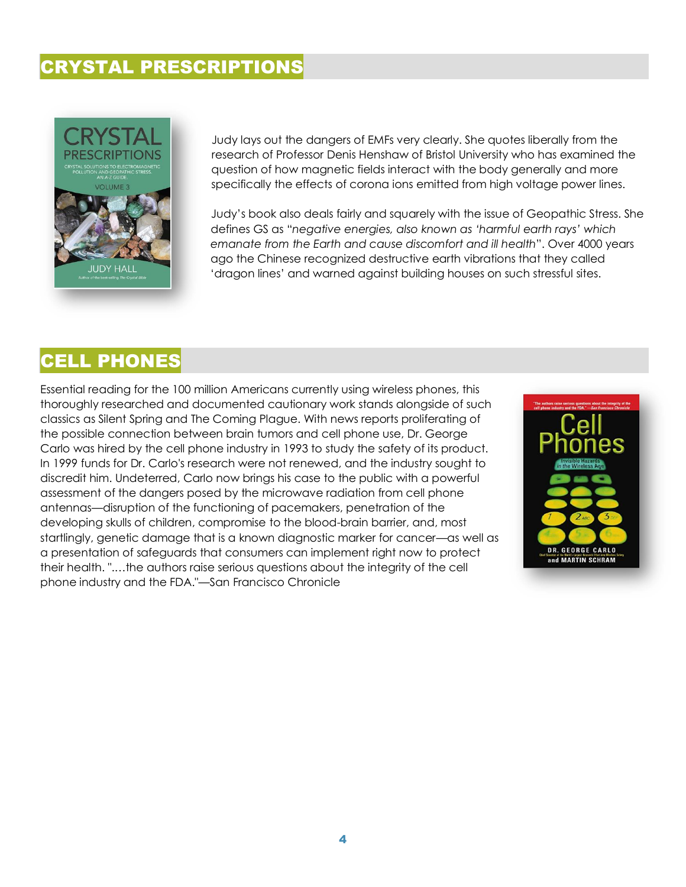## CRYSTAL PRESCRIPTIONS

Judy lays out the dangers of EMFs very clearly. She quotes liberally from the research of Professor Denis Henshaw of Bristol University who has examined the question of how magnetic fields interact with the body generally and more specifically the effects of corona ions emitted from high voltage power lines.

Judy's book also deals fairly and squarely with the issue of Geopathic Stress. She defines GS as "*negative energies, also known as 'harmful earth rays' which emanate from the Earth and cause discomfort and ill health*". Over 4000 years ago the Chinese recognized destructive earth vibrations that they called 'dragon lines' and warned against building houses on such stressful sites.

## CELL PHONES

Essential reading for the 100 million Americans currently using wireless phones, this thoroughly researched and documented cautionary work stands alongside of such classics as Silent Spring and The Coming Plague. With news reports proliferating of the possible connection between brain tumors and cell phone use, Dr. George Carlo was hired by the cell phone industry in 1993 to study the safety of its product. In 1999 funds for Dr. Carlo's research were not renewed, and the industry sought to discredit him. Undeterred, Carlo now brings his case to the public with a powerful assessment of the dangers posed by the microwave radiation from cell phone antennas—disruption of the functioning of pacemakers, penetration of the developing skulls of children, compromise to the blood-brain barrier, and, most startlingly, genetic damage that is a known diagnostic marker for cancer—as well as a presentation of safeguards that consumers can implement right now to protect their health. "....the authors raise serious questions about the integrity of the cell phone industry and the FDA."—San Francisco Chronicle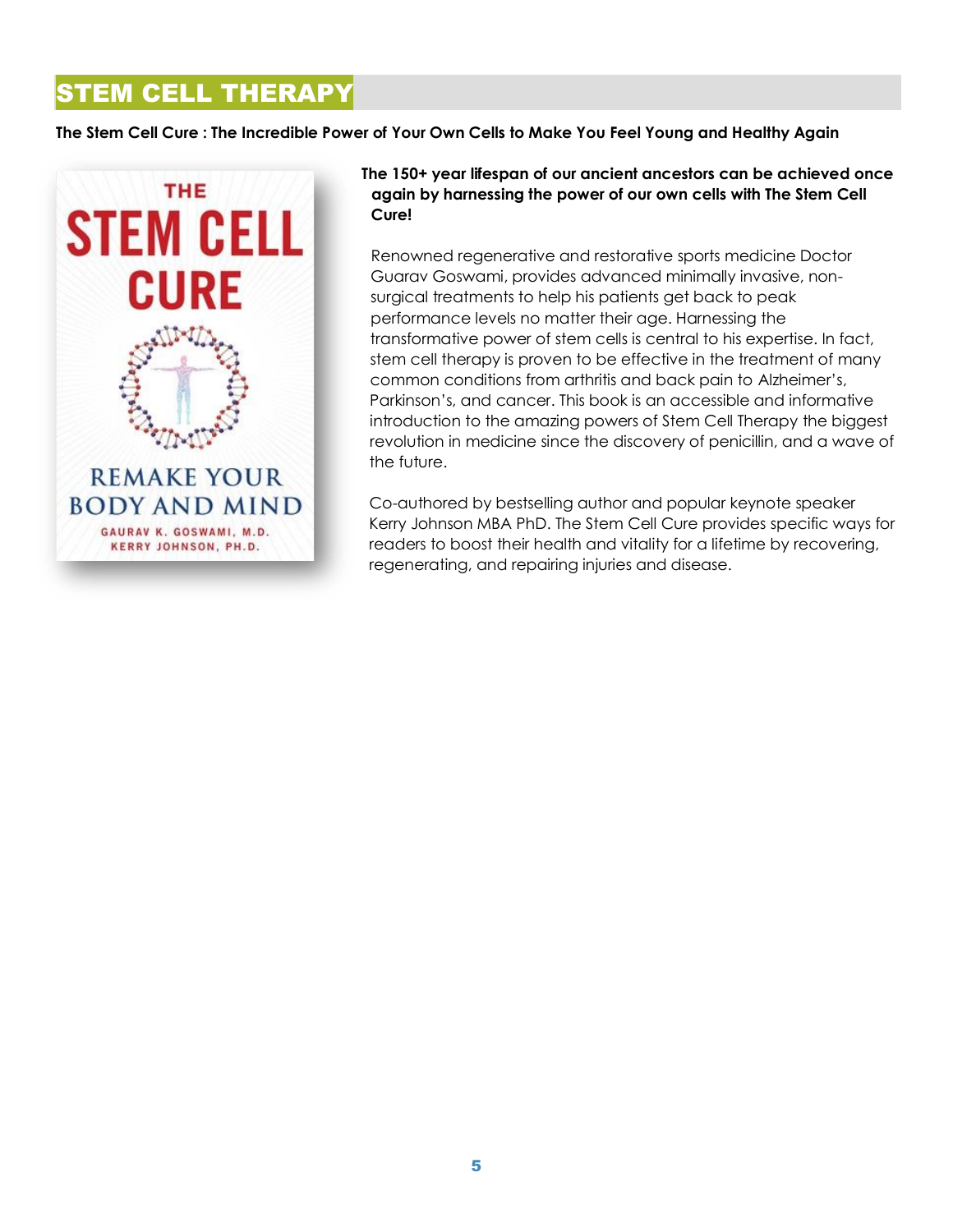# STEM CELL THERAPY

**The Stem Cell Cure : The Incredible Power of Your Own Cells to Make You Feel Young and Healthy Again**

**The 150+ year lifespan of our ancient ancestors can be achieved once again by harnessing the power of our own cells with The Stem Cell Cure!**

Renowned regenerative and restorative sports medicine Doctor Guarav Goswami, provides advanced minimally invasive, non-surgical treatments to help his patients get back to peak performance levels no matter their age. Harnessing the transformative power of stem cells is central to his expertise. In fact, stem cell therapy is proven to be effective in the treatment of many common conditions from arthritis and back pain to Alzheimer's, Parkinson's, and cancer. This book is an accessible and informative introduction to the amazing powers of Stem Cell Therapy the biggest revolution in medicine since the discovery of penicillin, and a wave of the future.

Co-authored by bestselling author and popular keynote speaker Kerry Johnson MBA PhD. The Stem Cell Cure provides specific ways for readers to boost their health and vitality for a lifetime by recovering, regenerating, and repairing injuries and disease.